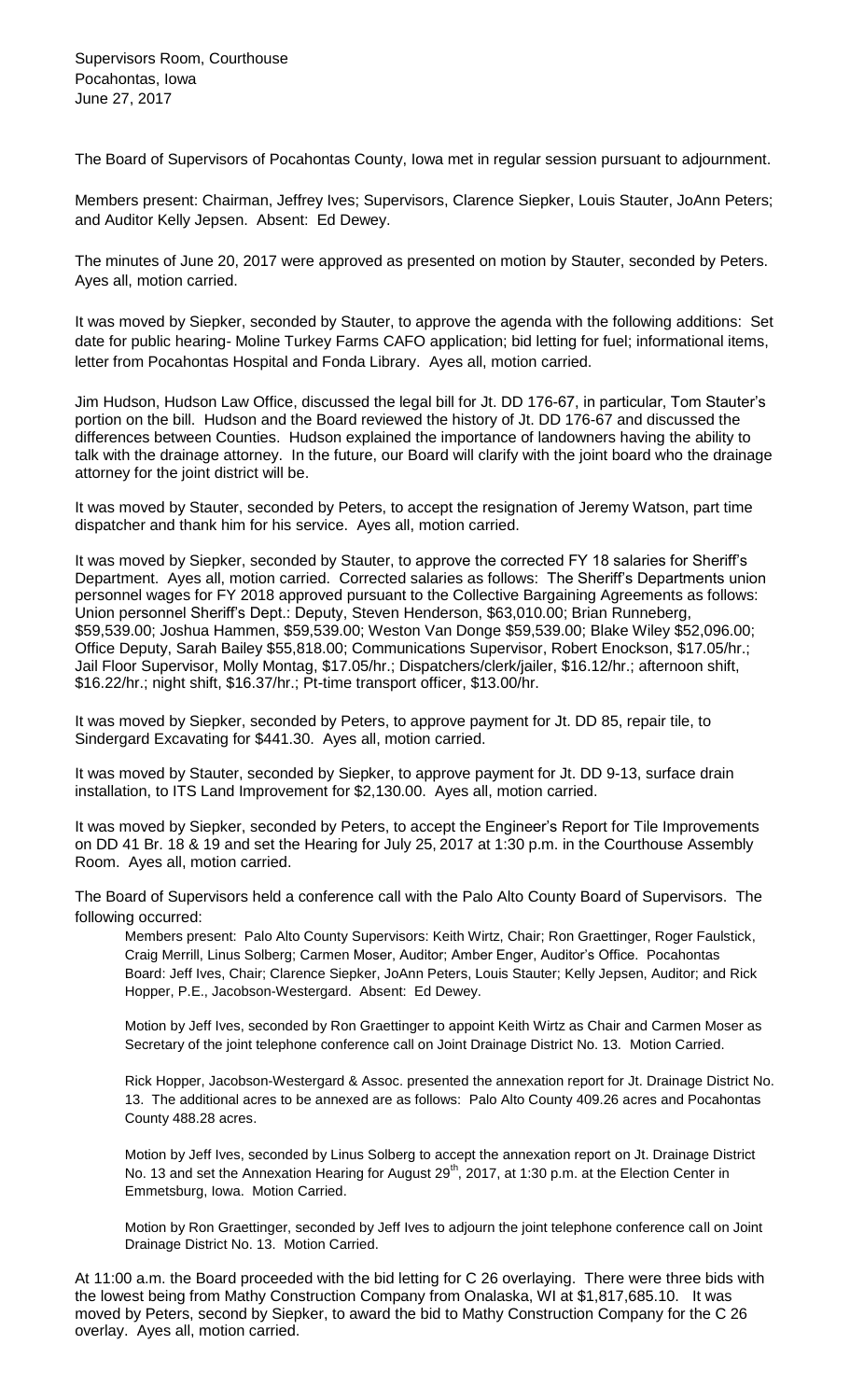Supervisors Room, Courthouse
Pocahontas, Iowa
June 27, 2017

The Board of Supervisors of Pocahontas County, Iowa met in regular session pursuant to adjournment.

Members present: Chairman, Jeffrey Ives; Supervisors, Clarence Siepker, Louis Stauter, JoAnn Peters; and Auditor Kelly Jepsen. Absent: Ed Dewey.

The minutes of June 20, 2017 were approved as presented on motion by Stauter, seconded by Peters. Ayes all, motion carried.

It was moved by Siepker, seconded by Stauter, to approve the agenda with the following additions: Set date for public hearing- Moline Turkey Farms CAFO application; bid letting for fuel; informational items, letter from Pocahontas Hospital and Fonda Library. Ayes all, motion carried.

Jim Hudson, Hudson Law Office, discussed the legal bill for Jt. DD 176-67, in particular, Tom Stauter's portion on the bill. Hudson and the Board reviewed the history of Jt. DD 176-67 and discussed the differences between Counties. Hudson explained the importance of landowners having the ability to talk with the drainage attorney. In the future, our Board will clarify with the joint board who the drainage attorney for the joint district will be.

It was moved by Stauter, seconded by Peters, to accept the resignation of Jeremy Watson, part time dispatcher and thank him for his service. Ayes all, motion carried.

It was moved by Siepker, seconded by Stauter, to approve the corrected FY 18 salaries for Sheriff's Department. Ayes all, motion carried. Corrected salaries as follows: The Sheriff's Departments union personnel wages for FY 2018 approved pursuant to the Collective Bargaining Agreements as follows: Union personnel Sheriff's Dept.: Deputy, Steven Henderson, $63,010.00; Brian Runneberg, $59,539.00; Joshua Hammen, $59,539.00; Weston Van Donge $59,539.00; Blake Wiley $52,096.00; Office Deputy, Sarah Bailey $55,818.00; Communications Supervisor, Robert Enockson, $17.05/hr.; Jail Floor Supervisor, Molly Montag, $17.05/hr.; Dispatchers/clerk/jailer, $16.12/hr.; afternoon shift, $16.22/hr.; night shift, $16.37/hr.; Pt-time transport officer, $13.00/hr.

It was moved by Siepker, seconded by Peters, to approve payment for Jt. DD 85, repair tile, to Sindergard Excavating for $441.30. Ayes all, motion carried.

It was moved by Stauter, seconded by Siepker, to approve payment for Jt. DD 9-13, surface drain installation, to ITS Land Improvement for $2,130.00. Ayes all, motion carried.

It was moved by Siepker, seconded by Peters, to accept the Engineer's Report for Tile Improvements on DD 41 Br. 18 & 19 and set the Hearing for July 25, 2017 at 1:30 p.m. in the Courthouse Assembly Room. Ayes all, motion carried.

The Board of Supervisors held a conference call with the Palo Alto County Board of Supervisors. The following occurred:

> Members present: Palo Alto County Supervisors: Keith Wirtz, Chair; Ron Graettinger, Roger Faulstick, Craig Merrill, Linus Solberg; Carmen Moser, Auditor; Amber Enger, Auditor's Office. Pocahontas Board: Jeff Ives, Chair; Clarence Siepker, JoAnn Peters, Louis Stauter; Kelly Jepsen, Auditor; and Rick Hopper, P.E., Jacobson-Westergard. Absent: Ed Dewey.
>
> Motion by Jeff Ives, seconded by Ron Graettinger to appoint Keith Wirtz as Chair and Carmen Moser as Secretary of the joint telephone conference call on Joint Drainage District No. 13. Motion Carried.
>
> Rick Hopper, Jacobson-Westergard & Assoc. presented the annexation report for Jt. Drainage District No. 13. The additional acres to be annexed are as follows: Palo Alto County 409.26 acres and Pocahontas County 488.28 acres.
>
> Motion by Jeff Ives, seconded by Linus Solberg to accept the annexation report on Jt. Drainage District No. 13 and set the Annexation Hearing for August 29th, 2017, at 1:30 p.m. at the Election Center in Emmetsburg, Iowa. Motion Carried.
>
> Motion by Ron Graettinger, seconded by Jeff Ives to adjourn the joint telephone conference call on Joint Drainage District No. 13. Motion Carried.

At 11:00 a.m. the Board proceeded with the bid letting for C 26 overlaying. There were three bids with the lowest being from Mathy Construction Company from Onalaska, WI at $1,817,685.10. It was moved by Peters, second by Siepker, to award the bid to Mathy Construction Company for the C 26 overlay. Ayes all, motion carried.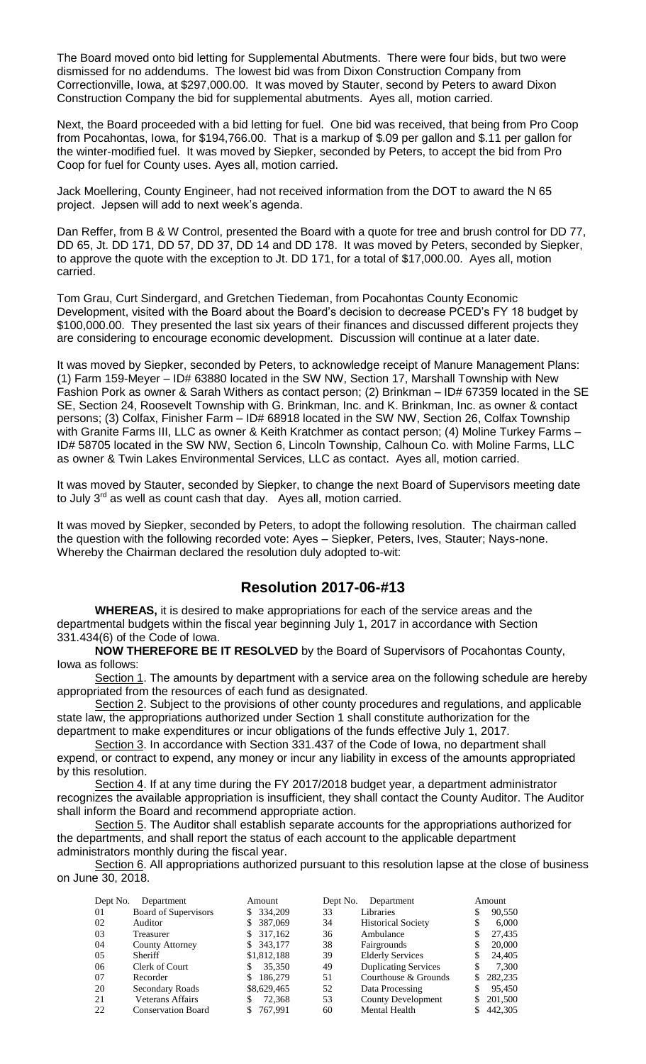The Board moved onto bid letting for Supplemental Abutments. There were four bids, but two were dismissed for no addendums. The lowest bid was from Dixon Construction Company from Correctionville, Iowa, at $297,000.00. It was moved by Stauter, second by Peters to award Dixon Construction Company the bid for supplemental abutments. Ayes all, motion carried.

Next, the Board proceeded with a bid letting for fuel. One bid was received, that being from Pro Coop from Pocahontas, Iowa, for $194,766.00. That is a markup of $.09 per gallon and $.11 per gallon for the winter-modified fuel. It was moved by Siepker, seconded by Peters, to accept the bid from Pro Coop for fuel for County uses. Ayes all, motion carried.

Jack Moellering, County Engineer, had not received information from the DOT to award the N 65 project. Jepsen will add to next week's agenda.

Dan Reffer, from B & W Control, presented the Board with a quote for tree and brush control for DD 77, DD 65, Jt. DD 171, DD 57, DD 37, DD 14 and DD 178. It was moved by Peters, seconded by Siepker, to approve the quote with the exception to Jt. DD 171, for a total of $17,000.00. Ayes all, motion carried.

Tom Grau, Curt Sindergard, and Gretchen Tiedeman, from Pocahontas County Economic Development, visited with the Board about the Board's decision to decrease PCED's FY 18 budget by $100,000.00. They presented the last six years of their finances and discussed different projects they are considering to encourage economic development. Discussion will continue at a later date.

It was moved by Siepker, seconded by Peters, to acknowledge receipt of Manure Management Plans: (1) Farm 159-Meyer – ID# 63880 located in the SW NW, Section 17, Marshall Township with New Fashion Pork as owner & Sarah Withers as contact person; (2) Brinkman – ID# 67359 located in the SE SE, Section 24, Roosevelt Township with G. Brinkman, Inc. and K. Brinkman, Inc. as owner & contact persons; (3) Colfax, Finisher Farm – ID# 68918 located in the SW NW, Section 26, Colfax Township with Granite Farms III, LLC as owner & Keith Kratchmer as contact person; (4) Moline Turkey Farms – ID# 58705 located in the SW NW, Section 6, Lincoln Township, Calhoun Co. with Moline Farms, LLC as owner & Twin Lakes Environmental Services, LLC as contact. Ayes all, motion carried.

It was moved by Stauter, seconded by Siepker, to change the next Board of Supervisors meeting date to July 3rd as well as count cash that day. Ayes all, motion carried.

It was moved by Siepker, seconded by Peters, to adopt the following resolution. The chairman called the question with the following recorded vote: Ayes – Siepker, Peters, Ives, Stauter; Nays-none. Whereby the Chairman declared the resolution duly adopted to-wit:

## Resolution 2017-06-#13

**WHEREAS,** it is desired to make appropriations for each of the service areas and the departmental budgets within the fiscal year beginning July 1, 2017 in accordance with Section 331.434(6) of the Code of Iowa.

**NOW THEREFORE BE IT RESOLVED** by the Board of Supervisors of Pocahontas County, Iowa as follows:

Section 1. The amounts by department with a service area on the following schedule are hereby appropriated from the resources of each fund as designated.

Section 2. Subject to the provisions of other county procedures and regulations, and applicable state law, the appropriations authorized under Section 1 shall constitute authorization for the department to make expenditures or incur obligations of the funds effective July 1, 2017.

Section 3. In accordance with Section 331.437 of the Code of Iowa, no department shall expend, or contract to expend, any money or incur any liability in excess of the amounts appropriated by this resolution.

Section 4. If at any time during the FY 2017/2018 budget year, a department administrator recognizes the available appropriation is insufficient, they shall contact the County Auditor. The Auditor shall inform the Board and recommend appropriate action.

Section 5. The Auditor shall establish separate accounts for the appropriations authorized for the departments, and shall report the status of each account to the applicable department administrators monthly during the fiscal year.

Section 6. All appropriations authorized pursuant to this resolution lapse at the close of business on June 30, 2018.

| Dept No. | Department | Amount | Dept No. | Department | Amount |
|---|---|---|---|---|---|
| 01 | Board of Supervisors | $ 334,209 | 33 | Libraries | $ 90,550 |
| 02 | Auditor | $ 387,069 | 34 | Historical Society | $ 6,000 |
| 03 | Treasurer | $ 317,162 | 36 | Ambulance | $ 27,435 |
| 04 | County Attorney | $ 343,177 | 38 | Fairgrounds | $ 20,000 |
| 05 | Sheriff | $1,812,188 | 39 | Elderly Services | $ 24,405 |
| 06 | Clerk of Court | $ 35,350 | 49 | Duplicating Services | $ 7,300 |
| 07 | Recorder | $ 186,279 | 51 | Courthouse & Grounds | $ 282,235 |
| 20 | Secondary Roads | $8,629,465 | 52 | Data Processing | $ 95,450 |
| 21 | Veterans Affairs | $ 72,368 | 53 | County Development | $ 201,500 |
| 22 | Conservation Board | $ 767,991 | 60 | Mental Health | $ 442,305 |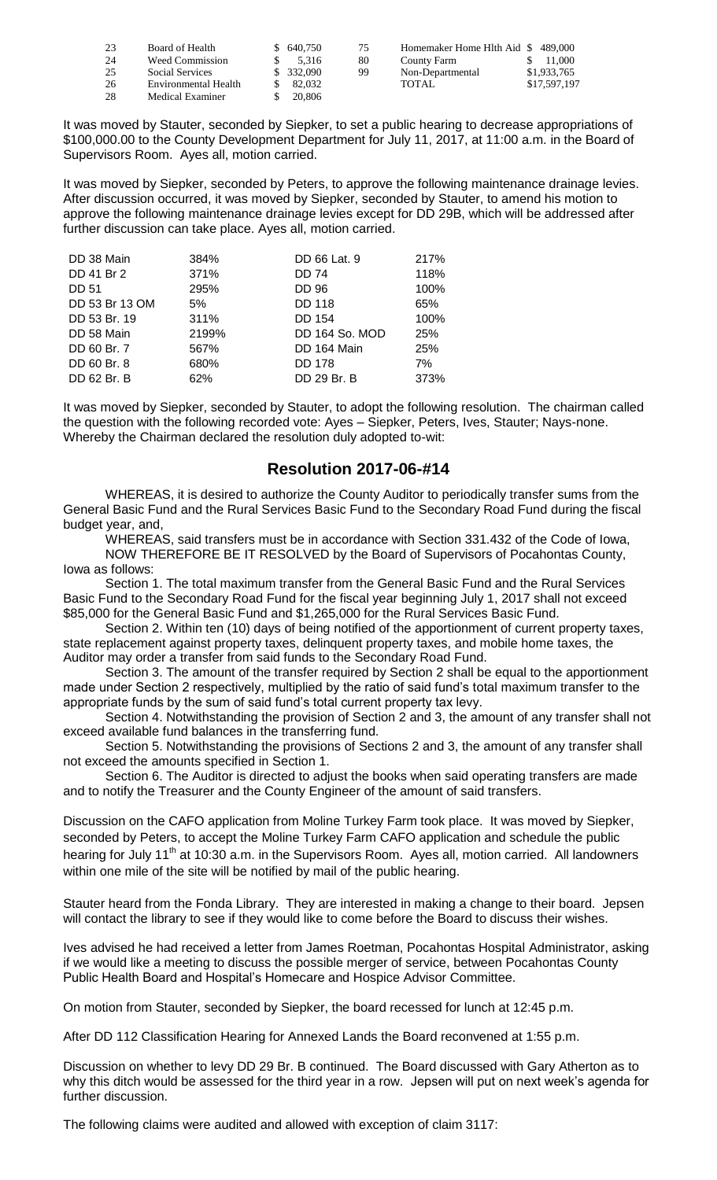| | | | | | |
|---|---|---|---|---|---|
| 23 | Board of Health | \$ 640,750 | 75 | Homemaker Home Hlth Aid | \$ 489,000 |
| 24 | Weed Commission | \$ 5,316 | 80 | County Farm | \$ 11,000 |
| 25 | Social Services | \$ 332,090 | 99 | Non-Departmental | \$1,933,765 |
| 26 | Environmental Health | \$ 82,032 | | TOTAL | \$17,597,197 |
| 28 | Medical Examiner | \$ 20,806 | | | |

It was moved by Stauter, seconded by Siepker, to set a public hearing to decrease appropriations of \$100,000.00 to the County Development Department for July 11, 2017, at 11:00 a.m. in the Board of Supervisors Room. Ayes all, motion carried.

It was moved by Siepker, seconded by Peters, to approve the following maintenance drainage levies. After discussion occurred, it was moved by Siepker, seconded by Stauter, to amend his motion to approve the following maintenance drainage levies except for DD 29B, which will be addressed after further discussion can take place. Ayes all, motion carried.

| | | | |
|---|---|---|---|
| DD 38 Main | 384% | DD 66 Lat. 9 | 217% |
| DD 41 Br 2 | 371% | DD 74 | 118% |
| DD 51 | 295% | DD 96 | 100% |
| DD 53 Br 13 OM | 5% | DD 118 | 65% |
| DD 53 Br. 19 | 311% | DD 154 | 100% |
| DD 58 Main | 2199% | DD 164 So. MOD | 25% |
| DD 60 Br. 7 | 567% | DD 164 Main | 25% |
| DD 60 Br. 8 | 680% | DD 178 | 7% |
| DD 62 Br. B | 62% | DD 29 Br. B | 373% |

It was moved by Siepker, seconded by Stauter, to adopt the following resolution. The chairman called the question with the following recorded vote: Ayes – Siepker, Peters, Ives, Stauter; Nays-none. Whereby the Chairman declared the resolution duly adopted to-wit:

## Resolution 2017-06-#14

WHEREAS, it is desired to authorize the County Auditor to periodically transfer sums from the General Basic Fund and the Rural Services Basic Fund to the Secondary Road Fund during the fiscal budget year, and,

WHEREAS, said transfers must be in accordance with Section 331.432 of the Code of Iowa,

NOW THEREFORE BE IT RESOLVED by the Board of Supervisors of Pocahontas County, Iowa as follows:

Section 1. The total maximum transfer from the General Basic Fund and the Rural Services Basic Fund to the Secondary Road Fund for the fiscal year beginning July 1, 2017 shall not exceed \$85,000 for the General Basic Fund and \$1,265,000 for the Rural Services Basic Fund.

Section 2. Within ten (10) days of being notified of the apportionment of current property taxes, state replacement against property taxes, delinquent property taxes, and mobile home taxes, the Auditor may order a transfer from said funds to the Secondary Road Fund.

Section 3. The amount of the transfer required by Section 2 shall be equal to the apportionment made under Section 2 respectively, multiplied by the ratio of said fund's total maximum transfer to the appropriate funds by the sum of said fund's total current property tax levy.

Section 4. Notwithstanding the provision of Section 2 and 3, the amount of any transfer shall not exceed available fund balances in the transferring fund.

Section 5. Notwithstanding the provisions of Sections 2 and 3, the amount of any transfer shall not exceed the amounts specified in Section 1.

Section 6. The Auditor is directed to adjust the books when said operating transfers are made and to notify the Treasurer and the County Engineer of the amount of said transfers.

Discussion on the CAFO application from Moline Turkey Farm took place. It was moved by Siepker, seconded by Peters, to accept the Moline Turkey Farm CAFO application and schedule the public hearing for July 11th at 10:30 a.m. in the Supervisors Room. Ayes all, motion carried. All landowners within one mile of the site will be notified by mail of the public hearing.

Stauter heard from the Fonda Library. They are interested in making a change to their board. Jepsen will contact the library to see if they would like to come before the Board to discuss their wishes.

Ives advised he had received a letter from James Roetman, Pocahontas Hospital Administrator, asking if we would like a meeting to discuss the possible merger of service, between Pocahontas County Public Health Board and Hospital's Homecare and Hospice Advisor Committee.

On motion from Stauter, seconded by Siepker, the board recessed for lunch at 12:45 p.m.

After DD 112 Classification Hearing for Annexed Lands the Board reconvened at 1:55 p.m.

Discussion on whether to levy DD 29 Br. B continued. The Board discussed with Gary Atherton as to why this ditch would be assessed for the third year in a row. Jepsen will put on next week's agenda for further discussion.

The following claims were audited and allowed with exception of claim 3117: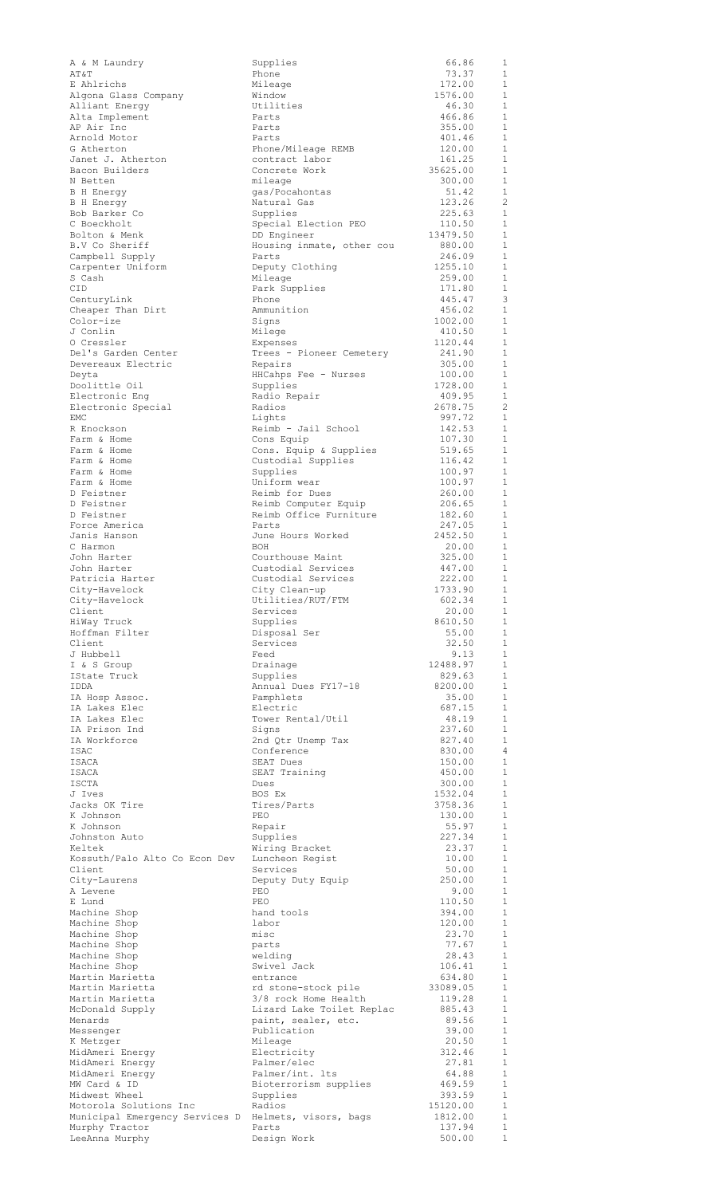| | | | |
|---|---|---|---|
| A & M Laundry | Supplies | 66.86 | 1 |
| AT&T | Phone | 73.37 | 1 |
| E Ahlrichs | Mileage | 172.00 | 1 |
| Algona Glass Company | Window | 1576.00 | 1 |
| Alliant Energy | Utilities | 46.30 | 1 |
| Alta Implement | Parts | 466.86 | 1 |
| AP Air Inc | Parts | 355.00 | 1 |
| Arnold Motor | Parts | 401.46 | 1 |
| G Atherton | Phone/Mileage REMB | 120.00 | 1 |
| Janet J. Atherton | contract labor | 161.25 | 1 |
| Bacon Builders | Concrete Work | 35625.00 | 1 |
| N Betten | mileage | 300.00 | 1 |
| B H Energy | gas/Pocahontas | 51.42 | 1 |
| B H Energy | Natural Gas | 123.26 | 2 |
| Bob Barker Co | Supplies | 225.63 | 1 |
| C Boeckholt | Special Election PEO | 110.50 | 1 |
| Bolton & Menk | DD Engineer | 13479.50 | 1 |
| B.V Co Sheriff | Housing inmate, other cou | 880.00 | 1 |
| Campbell Supply | Parts | 246.09 | 1 |
| Carpenter Uniform | Deputy Clothing | 1255.10 | 1 |
| S Cash | Mileage | 259.00 | 1 |
| CID | Park Supplies | 171.80 | 1 |
| CenturyLink | Phone | 445.47 | 3 |
| Cheaper Than Dirt | Ammunition | 456.02 | 1 |
| Color-ize | Signs | 1002.00 | 1 |
| J Conlin | Milege | 410.50 | 1 |
| O Cressler | Expenses | 1120.44 | 1 |
| Del's Garden Center | Trees - Pioneer Cemetery | 241.90 | 1 |
| Devereaux Electric | Repairs | 305.00 | 1 |
| Deyta | HHCahps Fee - Nurses | 100.00 | 1 |
| Doolittle Oil | Supplies | 1728.00 | 1 |
| Electronic Eng | Radio Repair | 409.95 | 1 |
| Electronic Special | Radios | 2678.75 | 2 |
| EMC | Lights | 997.72 | 1 |
| R Enockson | Reimb - Jail School | 142.53 | 1 |
| Farm & Home | Cons Equip | 107.30 | 1 |
| Farm & Home | Cons. Equip & Supplies | 519.65 | 1 |
| Farm & Home | Custodial Supplies | 116.42 | 1 |
| Farm & Home | Supplies | 100.97 | 1 |
| Farm & Home | Uniform wear | 100.97 | 1 |
| D Feistner | Reimb for Dues | 260.00 | 1 |
| D Feistner | Reimb Computer Equip | 206.65 | 1 |
| D Feistner | Reimb Office Furniture | 182.60 | 1 |
| Force America | Parts | 247.05 | 1 |
| Janis Hanson | June Hours Worked | 2452.50 | 1 |
| C Harmon | BOH | 20.00 | 1 |
| John Harter | Courthouse Maint | 325.00 | 1 |
| John Harter | Custodial Services | 447.00 | 1 |
| Patricia Harter | Custodial Services | 222.00 | 1 |
| City-Havelock | City Clean-up | 1733.90 | 1 |
| City-Havelock | Utilities/RUT/FTM | 602.34 | 1 |
| Client | Services | 20.00 | 1 |
| HiWay Truck | Supplies | 8610.50 | 1 |
| Hoffman Filter | Disposal Ser | 55.00 | 1 |
| Client | Services | 32.50 | 1 |
| J Hubbell | Feed | 9.13 | 1 |
| I & S Group | Drainage | 12488.97 | 1 |
| IState Truck | Supplies | 829.63 | 1 |
| IDDA | Annual Dues FY17-18 | 8200.00 | 1 |
| IA Hosp Assoc. | Pamphlets | 35.00 | 1 |
| IA Lakes Elec | Electric | 687.15 | 1 |
| IA Lakes Elec | Tower Rental/Util | 48.19 | 1 |
| IA Prison Ind | Signs | 237.60 | 1 |
| IA Workforce | 2nd Qtr Unemp Tax | 827.40 | 1 |
| ISAC | Conference | 830.00 | 4 |
| ISACA | SEAT Dues | 150.00 | 1 |
| ISACA | SEAT Training | 450.00 | 1 |
| ISCTA | Dues | 300.00 | 1 |
| J Ives | BOS Ex | 1532.04 | 1 |
| Jacks OK Tire | Tires/Parts | 3758.36 | 1 |
| K Johnson | PEO | 130.00 | 1 |
| K Johnson | Repair | 55.97 | 1 |
| Johnston Auto | Supplies | 227.34 | 1 |
| Keltek | Wiring Bracket | 23.37 | 1 |
| Kossuth/Palo Alto Co Econ Dev | Luncheon Regist | 10.00 | 1 |
| Client | Services | 50.00 | 1 |
| City-Laurens | Deputy Duty Equip | 250.00 | 1 |
| A Levene | PEO | 9.00 | 1 |
| E Lund | PEO | 110.50 | 1 |
| Machine Shop | hand tools | 394.00 | 1 |
| Machine Shop | labor | 120.00 | 1 |
| Machine Shop | misc | 23.70 | 1 |
| Machine Shop | parts | 77.67 | 1 |
| Machine Shop | welding | 28.43 | 1 |
| Machine Shop | Swivel Jack | 106.41 | 1 |
| Martin Marietta | entrance | 634.80 | 1 |
| Martin Marietta | rd stone-stock pile | 33089.05 | 1 |
| Martin Marietta | 3/8 rock Home Health | 119.28 | 1 |
| McDonald Supply | Lizard Lake Toilet Replac | 885.43 | 1 |
| Menards | paint, sealer, etc. | 89.56 | 1 |
| Messenger | Publication | 39.00 | 1 |
| K Metzger | Mileage | 20.50 | 1 |
| MidAmeri Energy | Electricity | 312.46 | 1 |
| MidAmeri Energy | Palmer/elec | 27.81 | 1 |
| MidAmeri Energy | Palmer/int. lts | 64.88 | 1 |
| MW Card & ID | Bioterrorism supplies | 469.59 | 1 |
| Midwest Wheel | Supplies | 393.59 | 1 |
| Motorola Solutions Inc | Radios | 15120.00 | 1 |
| Municipal Emergency Services D | Helmets, visors, bags | 1812.00 | 1 |
| Murphy Tractor | Parts | 137.94 | 1 |
| LeeAnna Murphy | Design Work | 500.00 | 1 |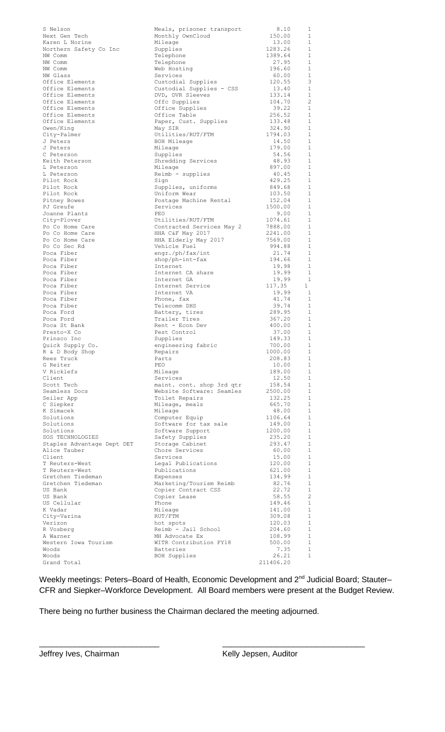| | | | |
|---|---|---|---|
| S Nelson | Meals, prisoner transport | 8.10 | 1 |
| Next Gen Tech | Monthly OwnCloud | 150.00 | 1 |
| Karen L Norine | Mileage | 13.00 | 1 |
| Northern Safety Co Inc | Supplies | 1283.26 | 1 |
| NW Comm | Telephone | 1389.64 | 1 |
| NW Comm | Telephone | 27.95 | 1 |
| NW Comm | Web Hosting | 196.60 | 1 |
| NW Glass | Services | 60.00 | 1 |
| Office Elements | Custodial Supplies | 120.55 | 3 |
| Office Elements | Custodial Supplies - CSS | 13.40 | 1 |
| Office Elements | DVD, DVR Sleeves | 133.14 | 1 |
| Office Elements | Offc Supplies | 104.70 | 2 |
| Office Elements | Office Supplies | 39.22 | 1 |
| Office Elements | Office Table | 256.52 | 1 |
| Office Elements | Paper, Cust. Supplies | 133.48 | 1 |
| Owen/King | May SIR | 324.90 | 1 |
| City-Palmer | Utilities/RUT/FTM | 1794.03 | 1 |
| J Peters | BOH Mileage | 14.50 | 1 |
| J Peters | Mileage | 179.00 | 1 |
| C Peterson | Supplies | 54.56 | 1 |
| Keith Peterson | Shredding Services | 48.93 | 1 |
| L Peterson | Mileage | 897.00 | 1 |
| L Peterson | Reimb - supplies | 40.45 | 1 |
| Pilot Rock | Sign | 429.25 | 1 |
| Pilot Rock | Supplies, uniforms | 849.68 | 1 |
| Pilot Rock | Uniform Wear | 103.50 | 1 |
| Pitney Bowes | Postage Machine Rental | 152.04 | 1 |
| PJ Greufe | Services | 1500.00 | 1 |
| Joanne Plantz | PEO | 9.00 | 1 |
| City-Plover | Utilities/RUT/FTM | 1074.61 | 1 |
| Po Co Home Care | Contracted Services May 2 | 7888.00 | 1 |
| Po Co Home Care | HHA C&F May 2017 | 2241.00 | 1 |
| Po Co Home Care | HHA Elderly May 2017 | 7569.00 | 1 |
| Po Co Sec Rd | Vehicle Fuel | 994.88 | 1 |
| Poca Fiber | engr./ph/fax/int | 21.74 | 1 |
| Poca Fiber | shop/ph-int-fax | 194.66 | 1 |
| Poca Fiber | Internet | 19.98 | 1 |
| Poca Fiber | Internet CA share | 19.99 | 1 |
| Poca Fiber | Internet GA | 19.99 | 1 |
| Poca Fiber | Internet Service | 117.35 | 1 |
| Poca Fiber | Internet VA | 19.99 | 1 |
| Poca Fiber | Phone, fax | 41.74 | 1 |
| Poca Fiber | Telecomm DHS | 39.74 | 1 |
| Poca Ford | Battery, tires | 289.95 | 1 |
| Poca Ford | Trailer Tires | 367.20 | 1 |
| Poca St Bank | Rent - Econ Dev | 400.00 | 1 |
| Presto-X Co | Pest Control | 37.00 | 1 |
| Prinsco Inc | Supplies | 149.33 | 1 |
| Quick Supply Co. | engineering fabric | 700.00 | 1 |
| R & D Body Shop | Repairs | 1000.00 | 1 |
| Rees Truck | Parts | 208.83 | 1 |
| G Reiter | PEO | 10.00 | 1 |
| V Ricklefs | Mileage | 189.00 | 1 |
| Client | Services | 12.50 | 1 |
| Scott Tech | maint. cont. shop 3rd qtr | 158.54 | 1 |
| Seamless Docs | Website Software: Seamles | 2500.00 | 1 |
| Seiler App | Toilet Repairs | 132.25 | 1 |
| C Siepker | Mileage, meals | 665.70 | 1 |
| K Simacek | Mileage | 48.00 | 1 |
| Solutions | Computer Equip | 1106.64 | 1 |
| Solutions | Software for tax sale | 149.00 | 1 |
| Solutions | Software Support | 1200.00 | 1 |
| SOS TECHNOLOGIES | Safety Supplies | 235.20 | 1 |
| Staples Advantage Dept DET | Storage Cabinet | 293.47 | 1 |
| Alice Tauber | Chore Services | 60.00 | 1 |
| Client | Services | 15.00 | 1 |
| T Reuters-West | Legal Publications | 120.00 | 1 |
| T Reuters-West | Publications | 621.00 | 1 |
| Gretchen Tiedeman | Expenses | 134.99 | 1 |
| Gretchen Tiedeman | Marketing/Tourism Reimb | 82.76 | 1 |
| US Bank | Copier Contract CSS | 22.72 | 1 |
| US Bank | Copier Lease | 58.55 | 2 |
| US Cellular | Phone | 149.46 | 1 |
| K Vadar | Mileage | 141.00 | 1 |
| City-Varina | RUT/FTM | 309.08 | 1 |
| Verizon | hot spots | 120.03 | 1 |
| R Vosberg | Reimb - Jail School | 204.60 | 1 |
| A Warner | MH Advocate Ex | 108.99 | 1 |
| Western Iowa Tourism | WITR Contribution FY18 | 500.00 | 1 |
| Woods | Batteries | 7.35 | 1 |
| Woods | BOH Supplies | 26.21 | 1 |
| Grand Total | | 211406.20 | |

Weekly meetings: Peters–Board of Health, Economic Development and 2nd Judicial Board; Stauter–CFR and Siepker–Workforce Development. All Board members were present at the Budget Review.

There being no further business the Chairman declared the meeting adjourned.

\_\_\_\_\_\_\_\_\_\_\_\_\_\_\_\_\_\_\_\_\_\_\_\_\_\_\_ \_\_\_\_\_\_\_\_\_\_\_\_\_\_\_\_\_\_\_\_\_\_\_\_\_\_\_\_\_\_\_

Jeffrey Ives, Chairman Kelly Jepsen, Auditor